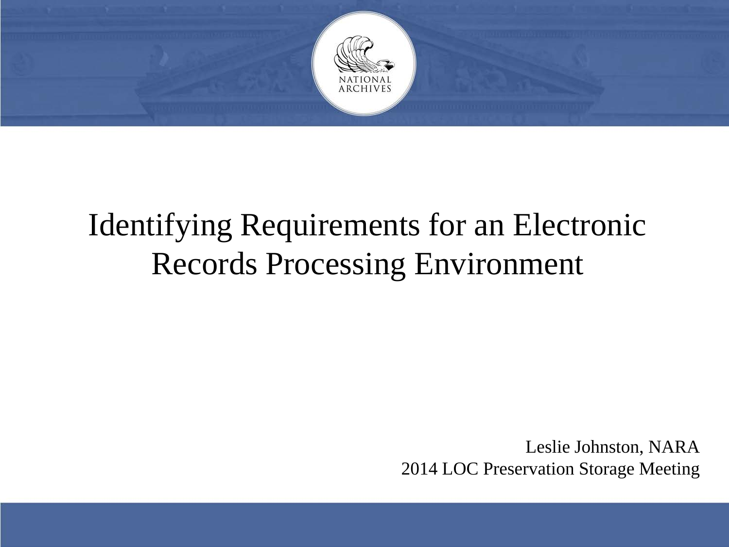# Identifying Requirements for an Electronic Records Processing Environment

Leslie Johnston, NARA
2014 LOC Preservation Storage Meeting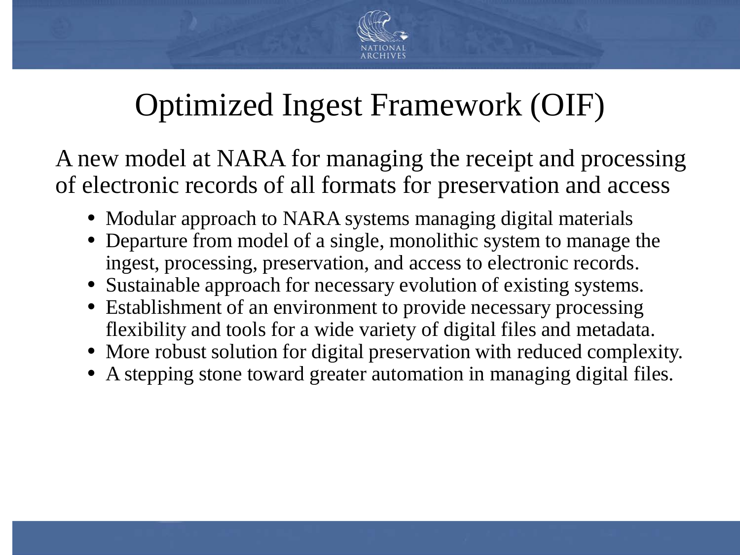# Optimized Ingest Framework (OIF)

A new model at NARA for managing the receipt and processing of electronic records of all formats for preservation and access

- Modular approach to NARA systems managing digital materials
- Departure from model of a single, monolithic system to manage the ingest, processing, preservation, and access to electronic records.
- Sustainable approach for necessary evolution of existing systems.
- Establishment of an environment to provide necessary processing flexibility and tools for a wide variety of digital files and metadata.
- More robust solution for digital preservation with reduced complexity.
- A stepping stone toward greater automation in managing digital files.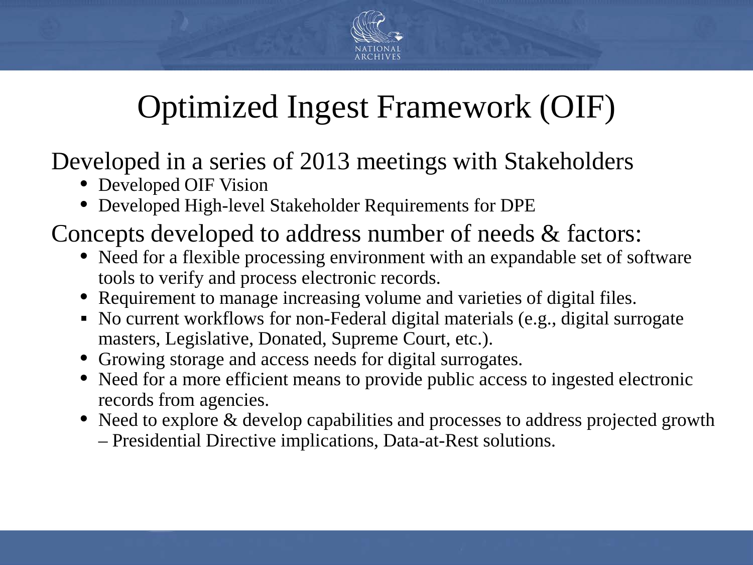# Optimized Ingest Framework (OIF)

Developed in a series of 2013 meetings with Stakeholders

- Developed OIF Vision
- Developed High-level Stakeholder Requirements for DPE

Concepts developed to address number of needs & factors:

- Need for a flexible processing environment with an expandable set of software tools to verify and process electronic records.
- Requirement to manage increasing volume and varieties of digital files.
- No current workflows for non-Federal digital materials (e.g., digital surrogate masters, Legislative, Donated, Supreme Court, etc.).
- Growing storage and access needs for digital surrogates.
- Need for a more efficient means to provide public access to ingested electronic records from agencies.
- Need to explore & develop capabilities and processes to address projected growth – Presidential Directive implications, Data-at-Rest solutions.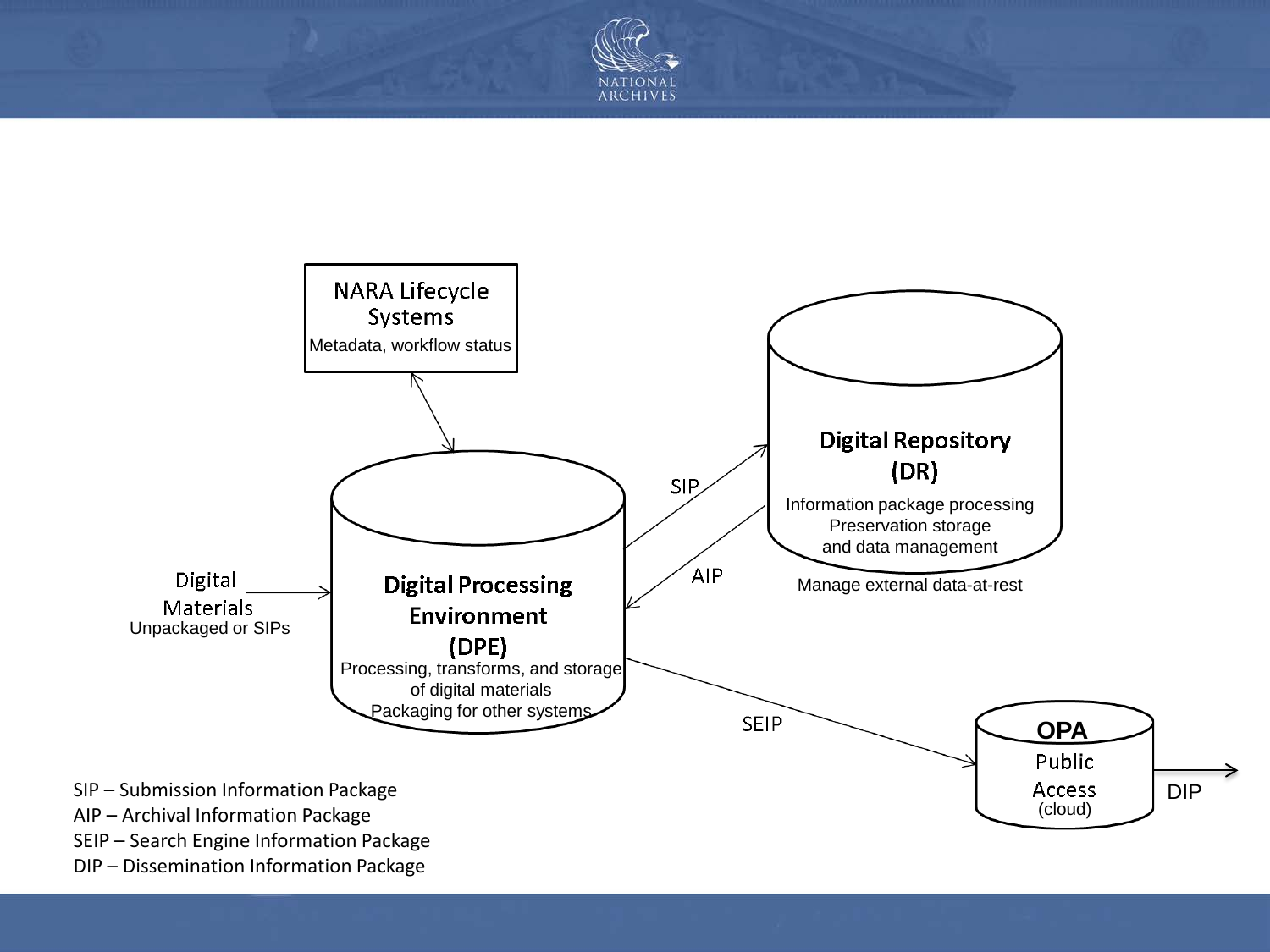NARA Lifecycle Systems

Metadata, workflow status

Digital Materials
Unpackaged or SIPs

Digital Processing Environment (DPE)

Processing, transforms, and storage of digital materials
Packaging for other systems

SIP

AIP

Digital Repository (DR)

Information package processing
Preservation storage
and data management

Manage external data-at-rest

SEIP

OPA
Public Access
(cloud)

DIP

SIP – Submission Information Package
AIP – Archival Information Package
SEIP – Search Engine Information Package
DIP – Dissemination Information Package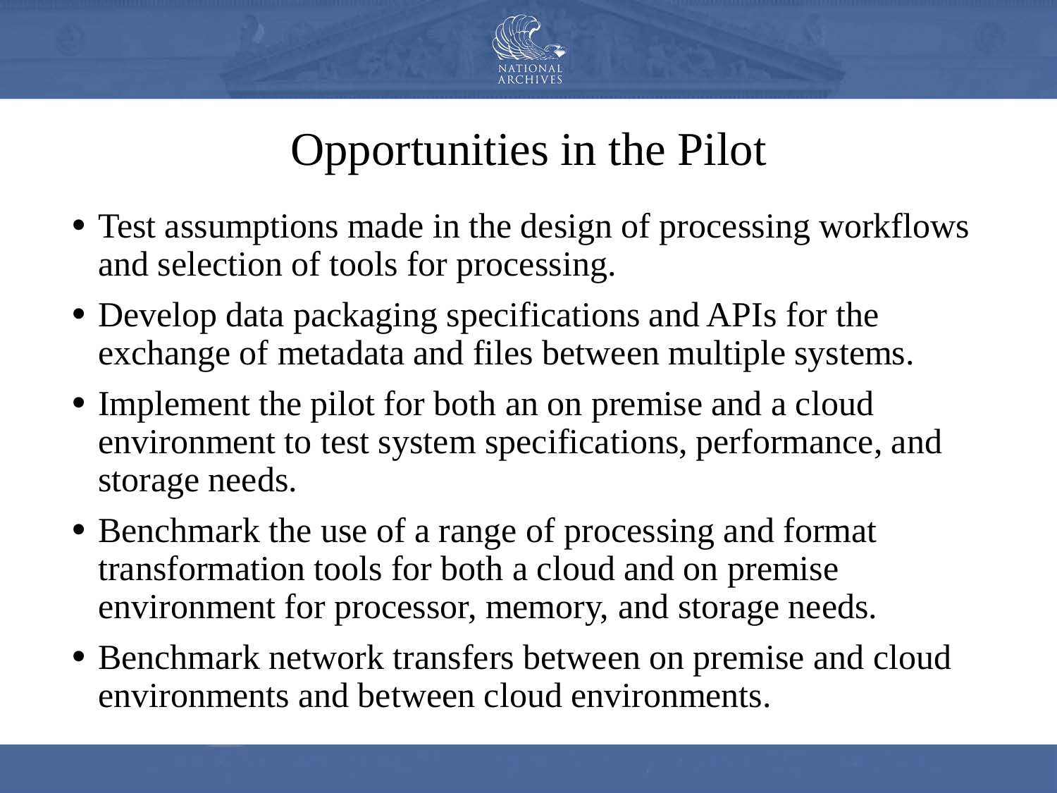# Opportunities in the Pilot

- Test assumptions made in the design of processing workflows and selection of tools for processing.
- Develop data packaging specifications and APIs for the exchange of metadata and files between multiple systems.
- Implement the pilot for both an on premise and a cloud environment to test system specifications, performance, and storage needs.
- Benchmark the use of a range of processing and format transformation tools for both a cloud and on premise environment for processor, memory, and storage needs.
- Benchmark network transfers between on premise and cloud environments and between cloud environments.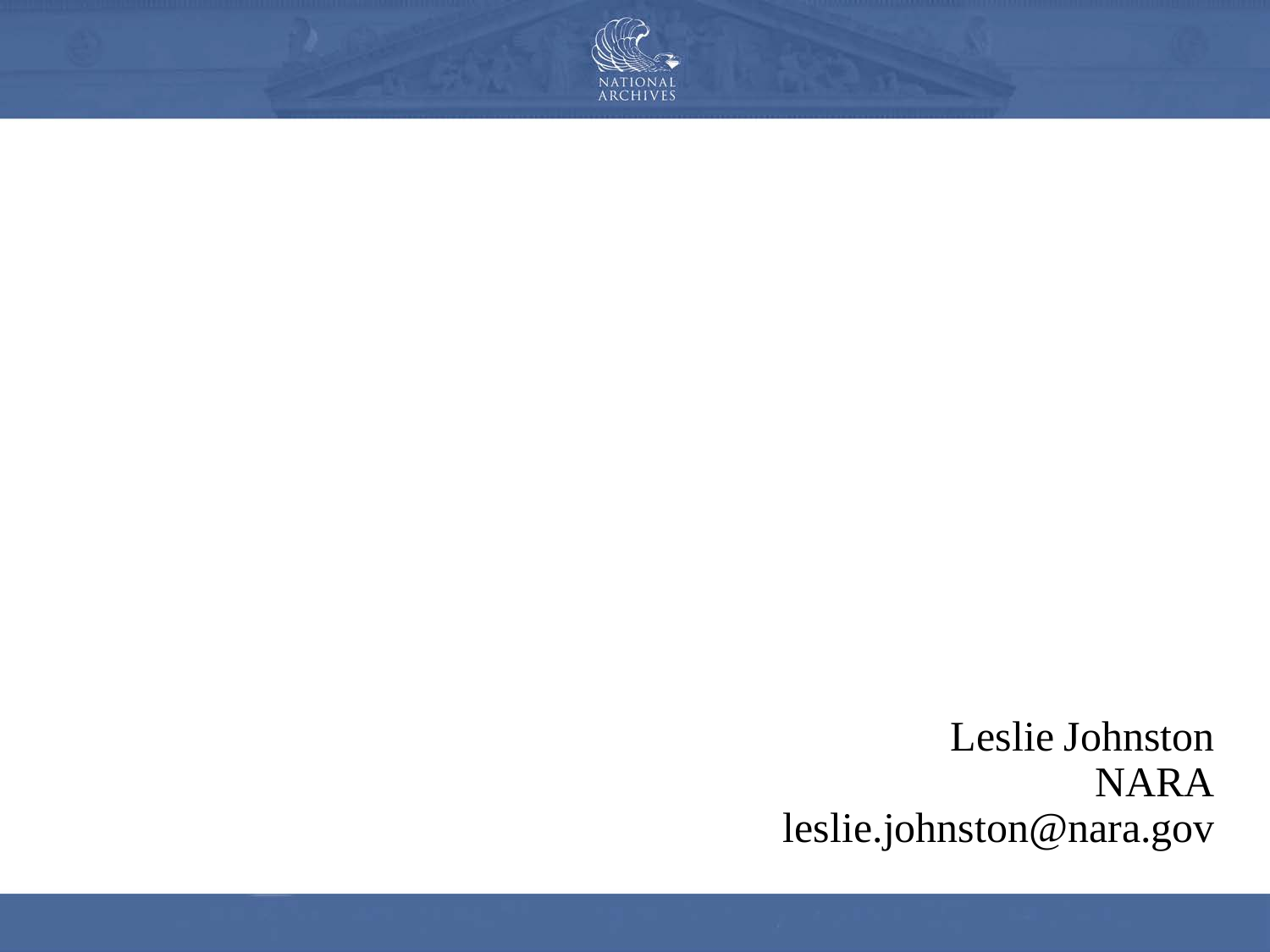Leslie Johnston
NARA
leslie.johnston@nara.gov